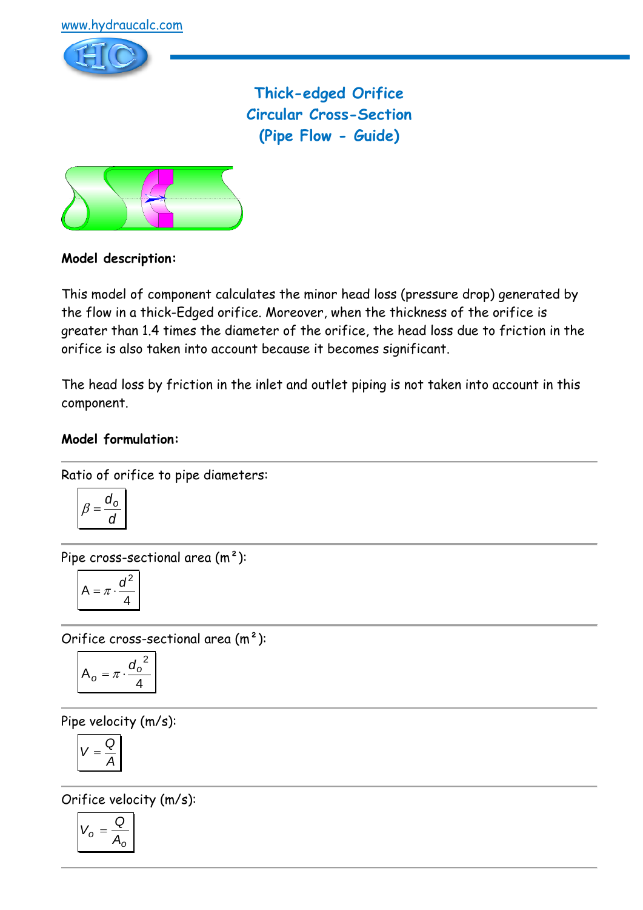www.hydraucalc.com

# Thick-edged Orifice
# Circular Cross-Section
# (Pipe Flow - Guide)

**Model description:**

This model of component calculates the minor head loss (pressure drop) generated by the flow in a thick-Edged orifice. Moreover, when the thickness of the orifice is greater than 1.4 times the diameter of the orifice, the head loss due to friction in the orifice is also taken into account because it becomes significant.

The head loss by friction in the inlet and outlet piping is not taken into account in this component.

**Model formulation:**

---

Ratio of orifice to pipe diameters:

$$\beta = \frac{d_o}{d}$$

---

Pipe cross-sectional area (m²):

$$A = \pi \cdot \frac{d^2}{4}$$

---

Orifice cross-sectional area (m²):

$$A_o = \pi \cdot \frac{d_o^{\,2}}{4}$$

---

Pipe velocity (m/s):

$$V = \frac{Q}{A}$$

---

Orifice velocity (m/s):

$$V_o = \frac{Q}{A_o}$$

---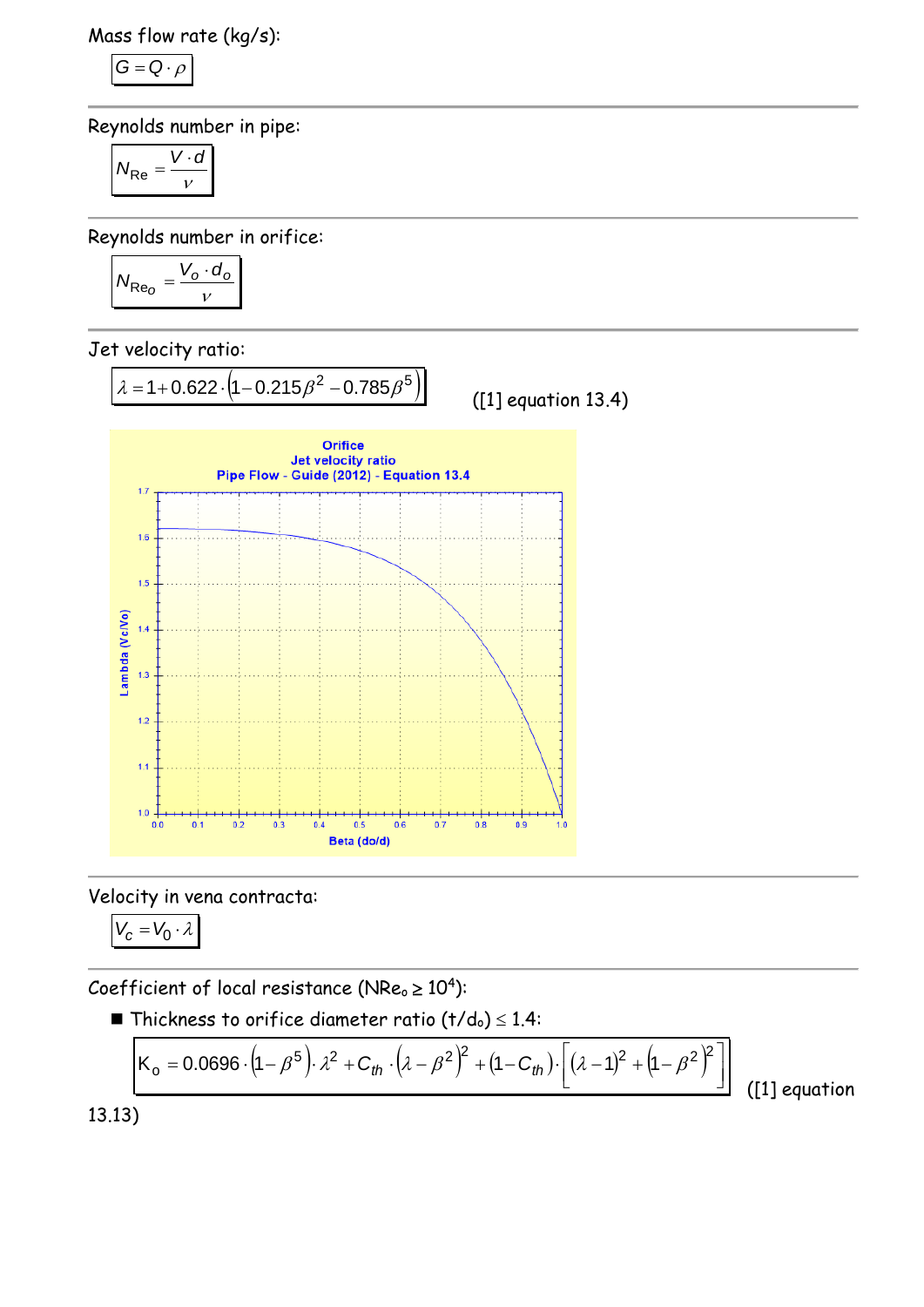Mass flow rate (kg/s):

$$G = Q \cdot \rho$$

Reynolds number in pipe:

$$N_{Re} = \frac{V \cdot d}{\nu}$$

Reynolds number in orifice:

$$N_{Re_o} = \frac{V_o \cdot d_o}{\nu}$$

Jet velocity ratio:

$$\lambda = 1 + 0.622 \cdot \left(1 - 0.215\beta^2 - 0.785\beta^5\right)$$ ([1] equation 13.4)

Velocity in vena contracta:

$$V_c = V_0 \cdot \lambda$$

Coefficient of local resistance ($NRe_o \geq 10^4$):

- Thickness to orifice diameter ratio ($t/d_o$) ≤ 1.4:

$$K_o = 0.0696 \cdot \left(1 - \beta^5\right) \cdot \lambda^2 + C_{th} \cdot \left(\lambda - \beta^2\right)^2 + \left(1 - C_{th}\right) \cdot \left[\left(\lambda - 1\right)^2 + \left(1 - \beta^2\right)^2\right]$$ ([1] equation 13.13)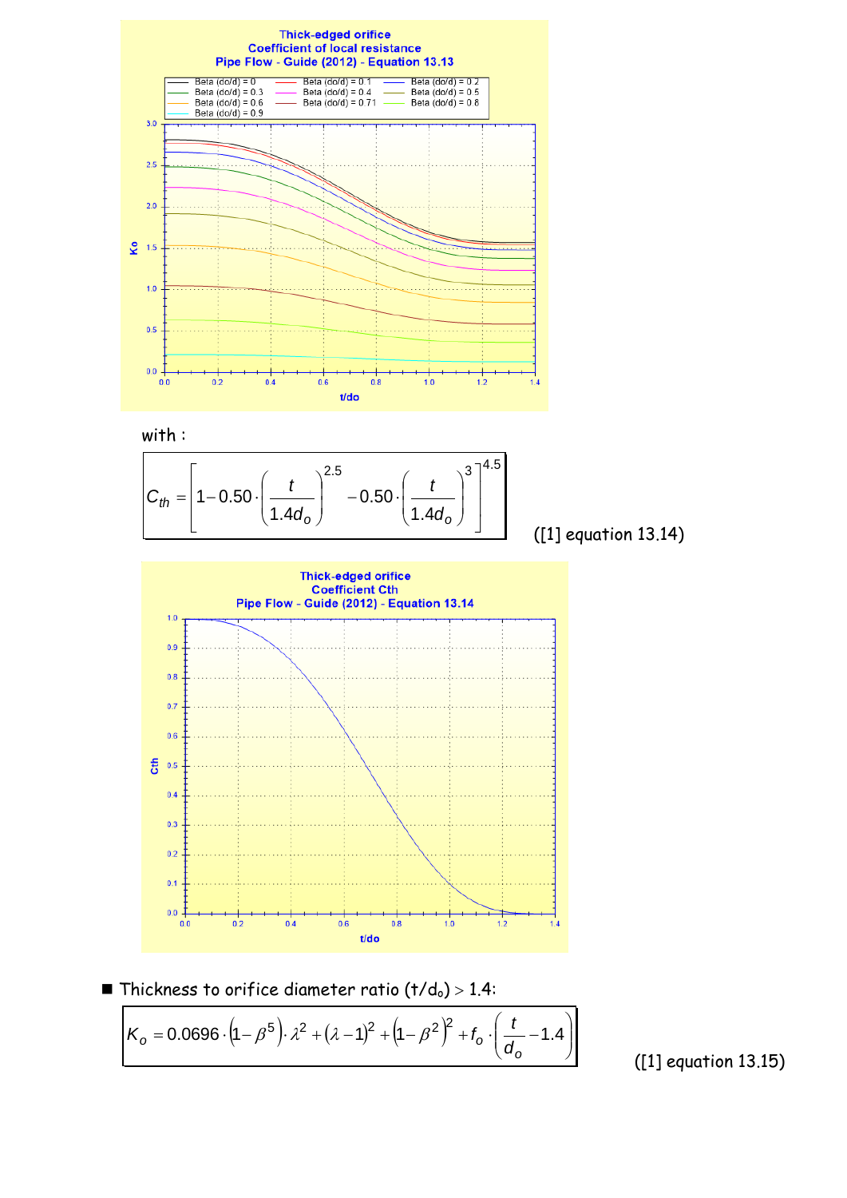Thick-edged orifice
Coefficient of local resistance
Pipe Flow - Guide (2012) - Equation 13.13

with :

$$C_{th} = \left[1 - 0.50 \cdot \left(\frac{t}{1.4 d_o}\right)^{2.5} - 0.50 \cdot \left(\frac{t}{1.4 d_o}\right)^{3}\right]^{4.5}$$

([1] equation 13.14)

Thick-edged orifice
Coefficient Cth
Pipe Flow - Guide (2012) - Equation 13.14

- Thickness to orifice diameter ratio $(t/d_o) > 1.4$:

$$K_o = 0.0696 \cdot \left(1 - \beta^5\right) \cdot \lambda^2 + (\lambda - 1)^2 + \left(1 - \beta^2\right)^2 + f_o \cdot \left(\frac{t}{d_o} - 1.4\right)$$

([1] equation 13.15)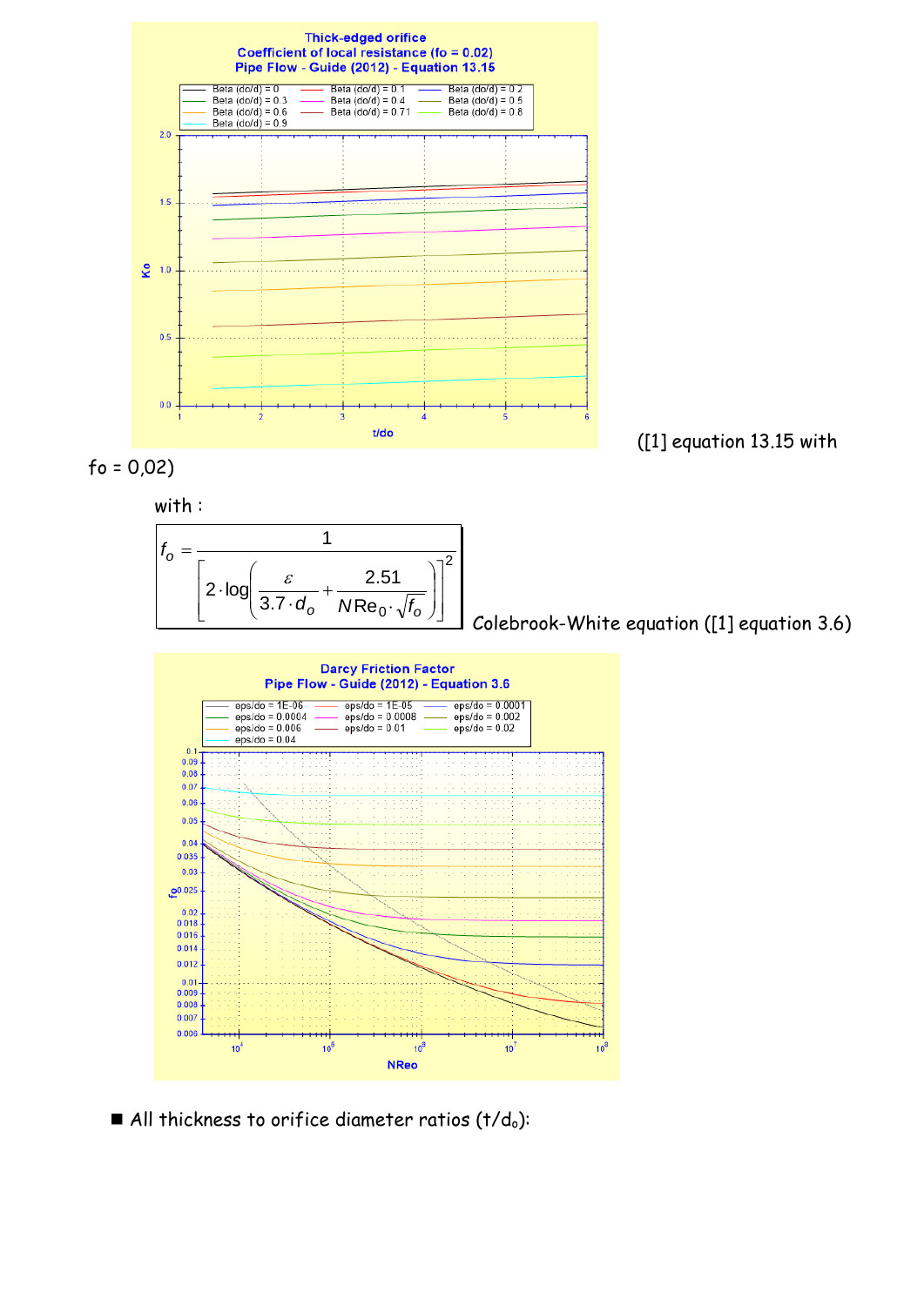([1] equation 13.15 with fo = 0,02)

with :

$$f_o = \frac{1}{\left[2 \cdot \log\left(\frac{\varepsilon}{3.7 \cdot d_o} + \frac{2.51}{NRe_0 \cdot \sqrt{f_o}}\right)\right]^2}$$

Colebrook-White equation ([1] equation 3.6)

- All thickness to orifice diameter ratios ($t/d_o$):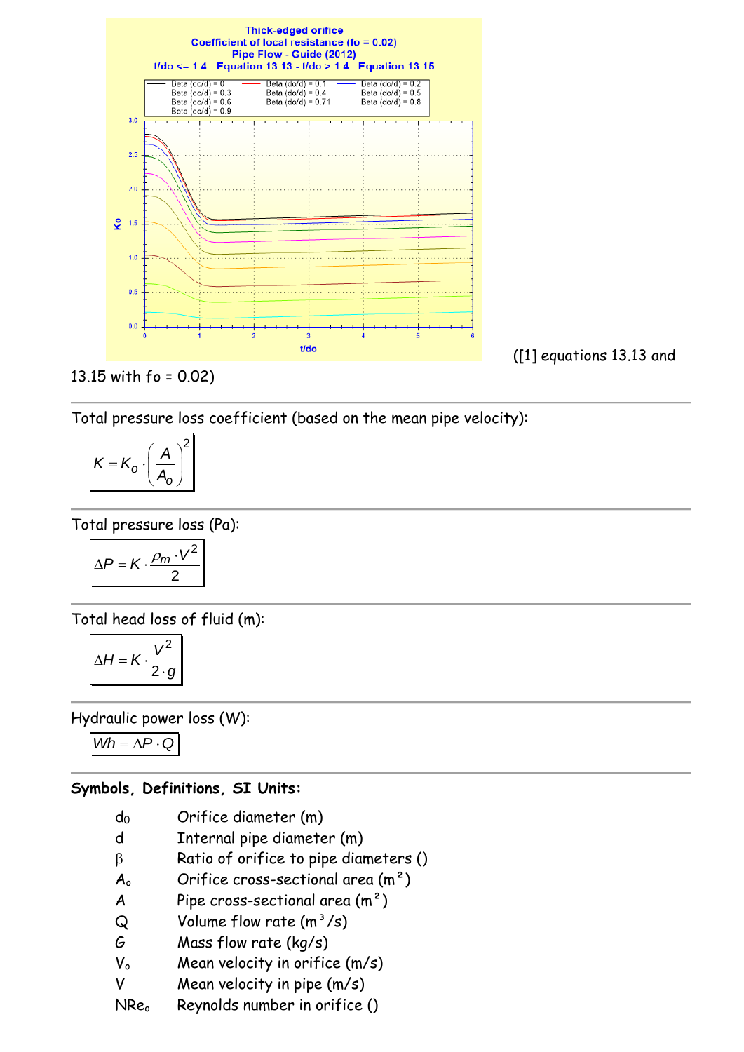([1] equations 13.13 and 13.15 with fo = 0.02)

Total pressure loss coefficient (based on the mean pipe velocity):

$$K = K_o \cdot \left(\frac{A}{A_o}\right)^2$$

Total pressure loss (Pa):

$$\Delta P = K \cdot \frac{\rho_m \cdot V^2}{2}$$

Total head loss of fluid (m):

$$\Delta H = K \cdot \frac{V^2}{2 \cdot g}$$

Hydraulic power loss (W):

$$Wh = \Delta P \cdot Q$$

**Symbols, Definitions, SI Units:**

| | |
|---|---|
| $d_0$ | Orifice diameter (m) |
| $d$ | Internal pipe diameter (m) |
| $\beta$ | Ratio of orifice to pipe diameters () |
| $A_o$ | Orifice cross-sectional area ($m^2$) |
| $A$ | Pipe cross-sectional area ($m^2$) |
| $Q$ | Volume flow rate ($m^3/s$) |
| $G$ | Mass flow rate (kg/s) |
| $V_o$ | Mean velocity in orifice (m/s) |
| $V$ | Mean velocity in pipe (m/s) |
| $NRe_o$ | Reynolds number in orifice () |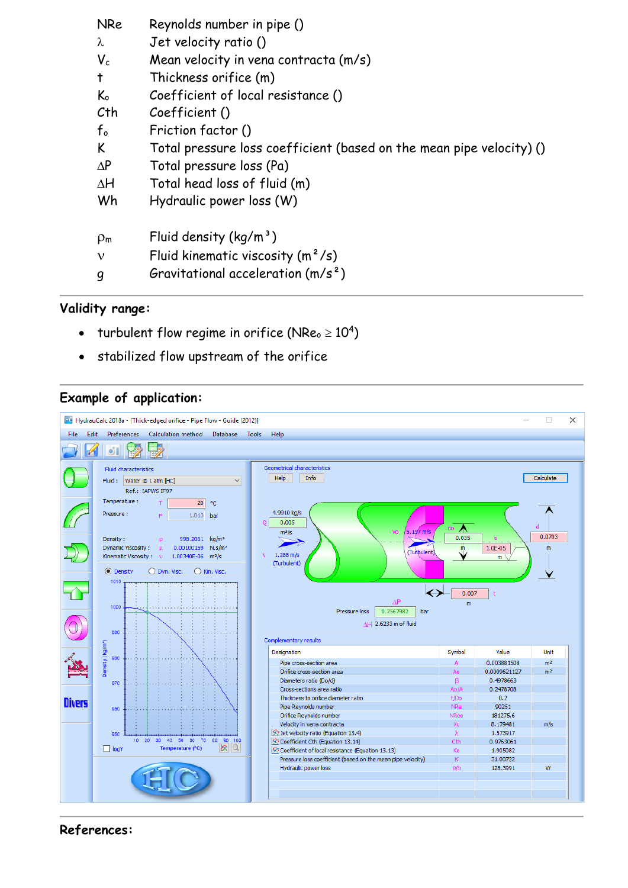| | |
|---|---|
| NRe | Reynolds number in pipe () |
| $\lambda$ | Jet velocity ratio () |
| $V_c$ | Mean velocity in vena contracta (m/s) |
| t | Thickness orifice (m) |
| $K_o$ | Coefficient of local resistance () |
| Cth | Coefficient () |
| $f_o$ | Friction factor () |
| K | Total pressure loss coefficient (based on the mean pipe velocity) () |
| $\Delta P$ | Total pressure loss (Pa) |
| $\Delta H$ | Total head loss of fluid (m) |
| Wh | Hydraulic power loss (W) |
| | |
| $\rho_m$ | Fluid density ($kg/m^3$) |
| $\nu$ | Fluid kinematic viscosity ($m^2/s$) |
| g | Gravitational acceleration ($m/s^2$) |

## Validity range:

- turbulent flow regime in orifice ($NRe_o \geq 10^4$)
- stabilized flow upstream of the orifice

## Example of application:

## References: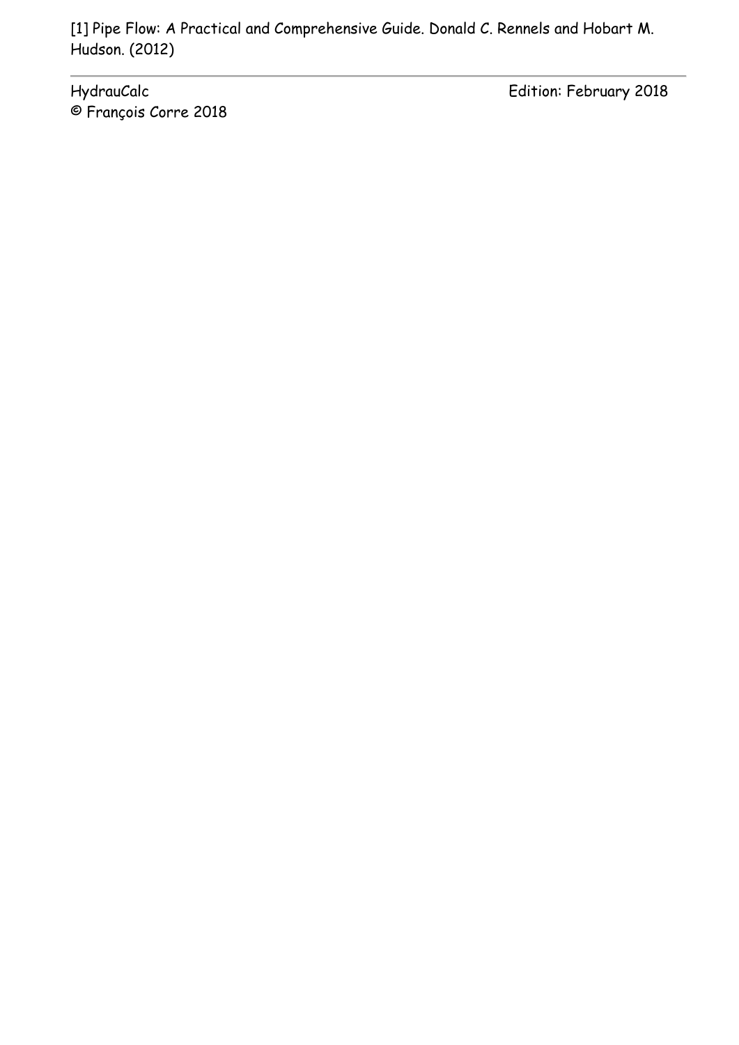[1] Pipe Flow: A Practical and Comprehensive Guide. Donald C. Rennels and Hobart M. Hudson. (2012)

---

HydrauCalc

© François Corre 2018

Edition: February 2018